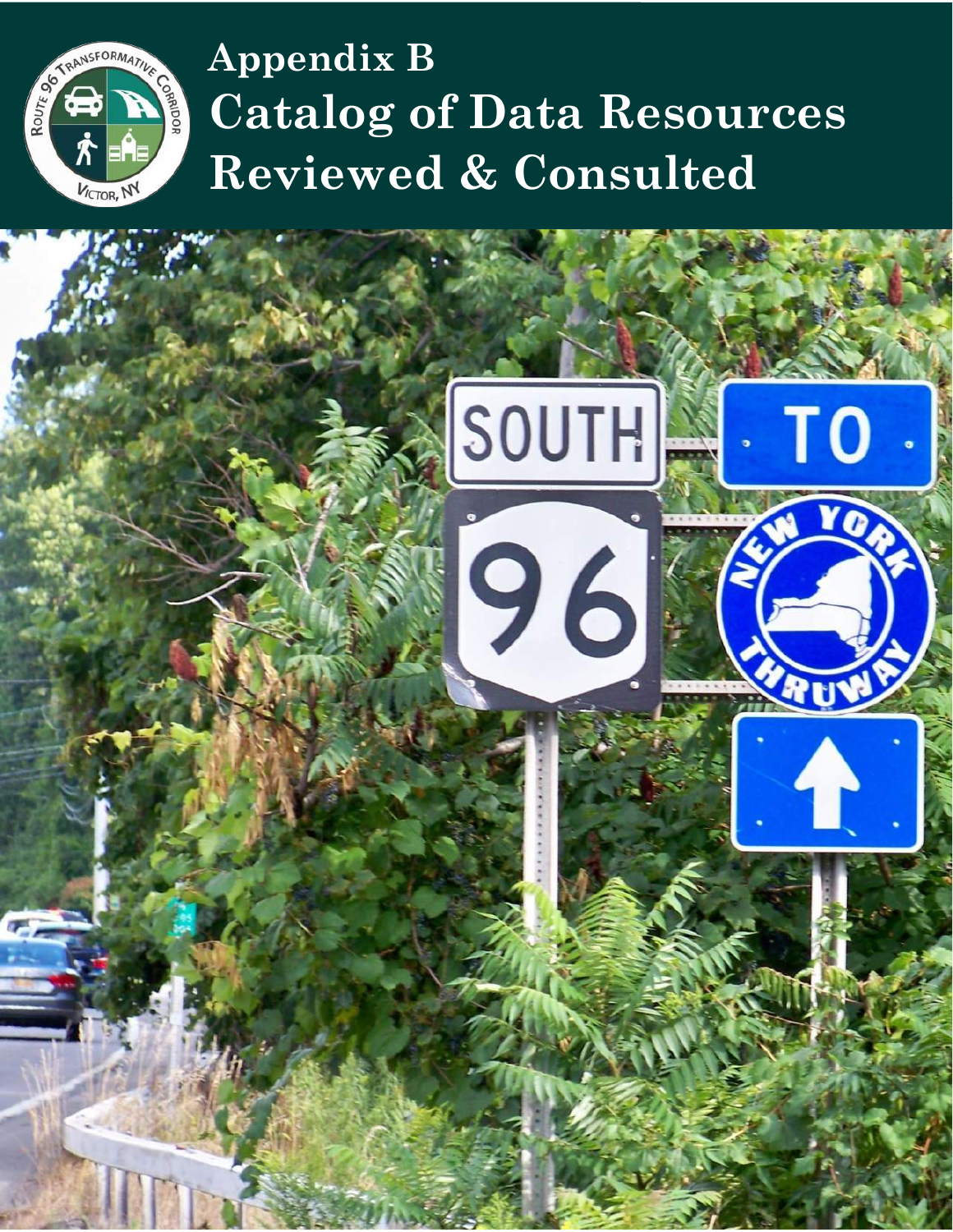# Appendix B
# Catalog of Data Resources Reviewed & Consulted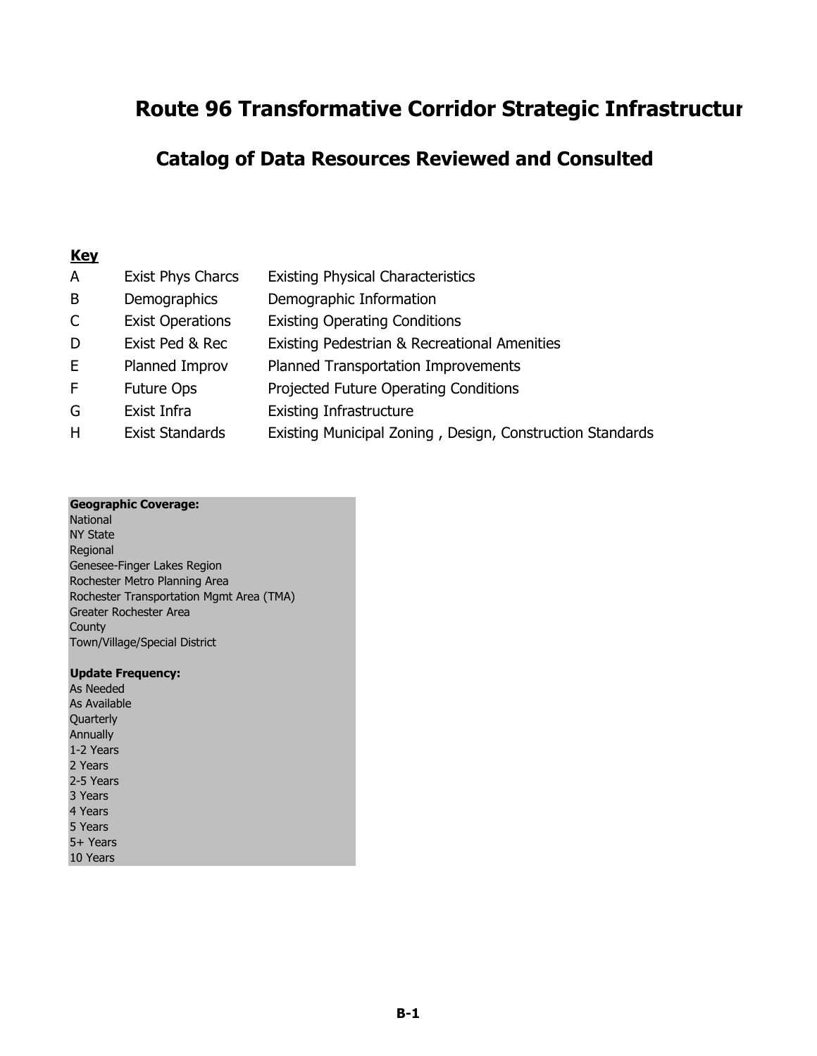# Route 96 Transformative Corridor Strategic Infrastructur

## Catalog of Data Resources Reviewed and Consulted

**Key**

| | | |
|---|---|---|
| A | Exist Phys Charcs | Existing Physical Characteristics |
| B | Demographics | Demographic Information |
| C | Exist Operations | Existing Operating Conditions |
| D | Exist Ped & Rec | Existing Pedestrian & Recreational Amenities |
| E | Planned Improv | Planned Transportation Improvements |
| F | Future Ops | Projected Future Operating Conditions |
| G | Exist Infra | Existing Infrastructure |
| H | Exist Standards | Existing Municipal Zoning , Design, Construction Standards |

**Geographic Coverage:**
National
NY State
Regional
Genesee-Finger Lakes Region
Rochester Metro Planning Area
Rochester Transportation Mgmt Area (TMA)
Greater Rochester Area
County
Town/Village/Special District

**Update Frequency:**
As Needed
As Available
Quarterly
Annually
1-2 Years
2 Years
2-5 Years
3 Years
4 Years
5 Years
5+ Years
10 Years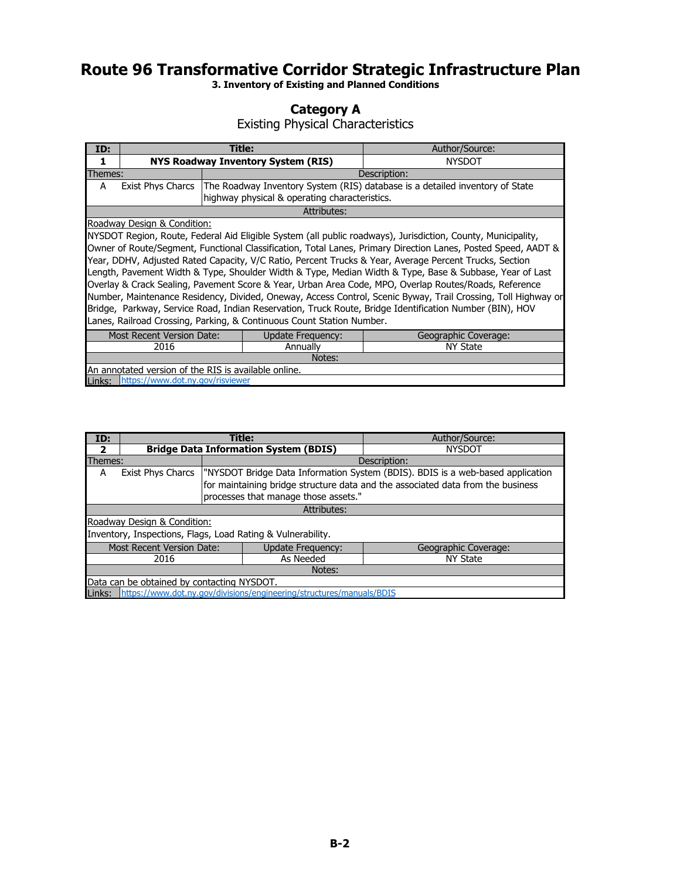# Route 96 Transformative Corridor Strategic Infrastructure Plan

**3. Inventory of Existing and Planned Conditions**

## Category A

Existing Physical Characteristics

| ID: | Title: | | Author/Source: |
|---|---|---|---|
| **1** | **NYS Roadway Inventory System (RIS)** | | NYSDOT |
| Themes: | | Description: | |
| A | Exist Phys Charcs | The Roadway Inventory System (RIS) database is a detailed inventory of State highway physical & operating characteristics. | |
| Attributes: | | | |
| Roadway Design & Condition: NYSDOT Region, Route, Federal Aid Eligible System (all public roadways), Jurisdiction, County, Municipality, Owner of Route/Segment, Functional Classification, Total Lanes, Primary Direction Lanes, Posted Speed, AADT & Year, DDHV, Adjusted Rated Capacity, V/C Ratio, Percent Trucks & Year, Average Percent Trucks, Section Length, Pavement Width & Type, Shoulder Width & Type, Median Width & Type, Base & Subbase, Year of Last Overlay & Crack Sealing, Pavement Score & Year, Urban Area Code, MPO, Overlap Routes/Roads, Reference Number, Maintenance Residency, Divided, Oneway, Access Control, Scenic Byway, Trail Crossing, Toll Highway or Bridge, Parkway, Service Road, Indian Reservation, Truck Route, Bridge Identification Number (BIN), HOV Lanes, Railroad Crossing, Parking, & Continuous Count Station Number. | | | |
| Most Recent Version Date: | | Update Frequency: | Geographic Coverage: |
| 2016 | | Annually | NY State |
| Notes: | | | |
| An annotated version of the RIS is available online. | | | |
| Links: | https://www.dot.ny.gov/risviewer | | |

| ID: | Title: | | Author/Source: |
|---|---|---|---|
| **2** | **Bridge Data Information System (BDIS)** | | NYSDOT |
| Themes: | | Description: | |
| A | Exist Phys Charcs | "NYSDOT Bridge Data Information System (BDIS). BDIS is a web-based application for maintaining bridge structure data and the associated data from the business processes that manage those assets." | |
| Attributes: | | | |
| Roadway Design & Condition: Inventory, Inspections, Flags, Load Rating & Vulnerability. | | | |
| Most Recent Version Date: | | Update Frequency: | Geographic Coverage: |
| 2016 | | As Needed | NY State |
| Notes: | | | |
| Data can be obtained by contacting NYSDOT. | | | |
| Links: | https://www.dot.ny.gov/divisions/engineering/structures/manuals/BDIS | | |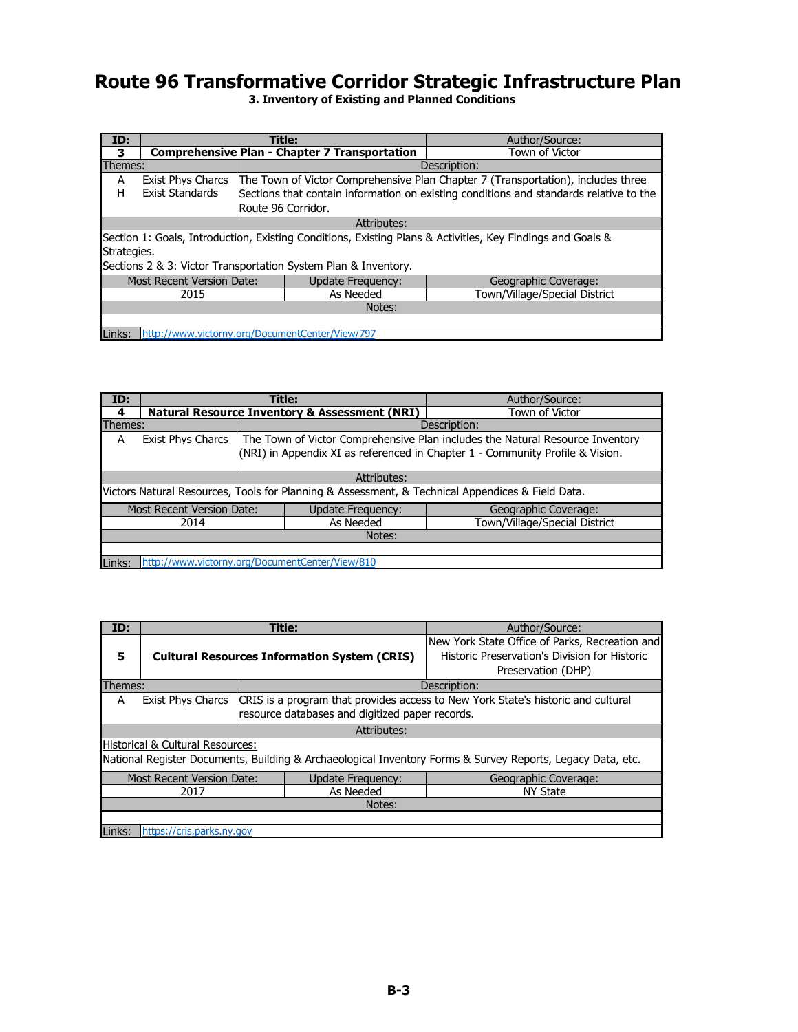# Route 96 Transformative Corridor Strategic Infrastructure Plan

### 3. Inventory of Existing and Planned Conditions

| ID: | Title: | | Author/Source: |
|---|---|---|---|
| **3** | **Comprehensive Plan - Chapter 7 Transportation** | | Town of Victor |
| Themes: | | Description: | |
| A<br>H | Exist Phys Charcs<br>Exist Standards | The Town of Victor Comprehensive Plan Chapter 7 (Transportation), includes three Sections that contain information on existing conditions and standards relative to the Route 96 Corridor. | |
| Attributes: | | | |
| Section 1: Goals, Introduction, Existing Conditions, Existing Plans & Activities, Key Findings and Goals & Strategies.<br>Sections 2 & 3: Victor Transportation System Plan & Inventory. | | | |
| Most Recent Version Date: | | Update Frequency: | Geographic Coverage: |
| 2015 | | As Needed | Town/Village/Special District |
| Notes: | | | |
| | | | |
| Links: | http://www.victorny.org/DocumentCenter/View/797 | | |

| ID: | Title: | | Author/Source: |
|---|---|---|---|
| **4** | **Natural Resource Inventory & Assessment (NRI)** | | Town of Victor |
| Themes: | | Description: | |
| A | Exist Phys Charcs | The Town of Victor Comprehensive Plan includes the Natural Resource Inventory (NRI) in Appendix XI as referenced in Chapter 1 - Community Profile & Vision. | |
| Attributes: | | | |
| Victors Natural Resources, Tools for Planning & Assessment, & Technical Appendices & Field Data. | | | |
| Most Recent Version Date: | | Update Frequency: | Geographic Coverage: |
| 2014 | | As Needed | Town/Village/Special District |
| Notes: | | | |
| | | | |
| Links: | http://www.victorny.org/DocumentCenter/View/810 | | |

| ID: | Title: | | Author/Source: |
|---|---|---|---|
| **5** | **Cultural Resources Information System (CRIS)** | | New York State Office of Parks, Recreation and Historic Preservation's Division for Historic Preservation (DHP) |
| Themes: | | Description: | |
| A | Exist Phys Charcs | CRIS is a program that provides access to New York State's historic and cultural resource databases and digitized paper records. | |
| Attributes: | | | |
| Historical & Cultural Resources:<br>National Register Documents, Building & Archaeological Inventory Forms & Survey Reports, Legacy Data, etc. | | | |
| Most Recent Version Date: | | Update Frequency: | Geographic Coverage: |
| 2017 | | As Needed | NY State |
| Notes: | | | |
| | | | |
| Links: | https://cris.parks.ny.gov | | |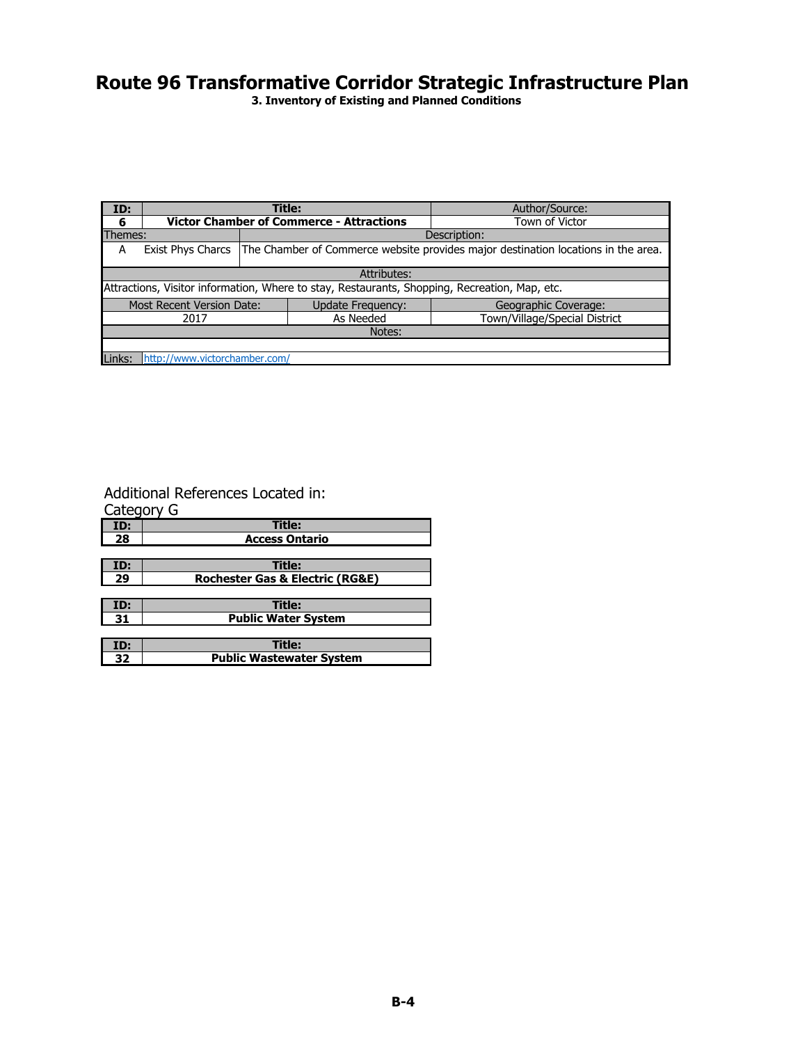# Route 96 Transformative Corridor Strategic Infrastructure Plan

**3. Inventory of Existing and Planned Conditions**

| ID: | Title: | | Author/Source: |
|---|---|---|---|
| **6** | **Victor Chamber of Commerce - Attractions** | | Town of Victor |
| Themes: | | Description: | |
| A | Exist Phys Charcs | The Chamber of Commerce website provides major destination locations in the area. | |
| Attributes: | | | |
| Attractions, Visitor information, Where to stay, Restaurants, Shopping, Recreation, Map, etc. | | | |
| Most Recent Version Date: | | Update Frequency: | Geographic Coverage: |
| 2017 | | As Needed | Town/Village/Special District |
| Notes: | | | |
| | | | |
| Links: | http://www.victorchamber.com/ | | |

Additional References Located in:

Category G

| ID: | Title: |
|---|---|
| **28** | **Access Ontario** |

| ID: | Title: |
|---|---|
| **29** | **Rochester Gas & Electric (RG&E)** |

| ID: | Title: |
|---|---|
| **31** | **Public Water System** |

| ID: | Title: |
|---|---|
| **32** | **Public Wastewater System** |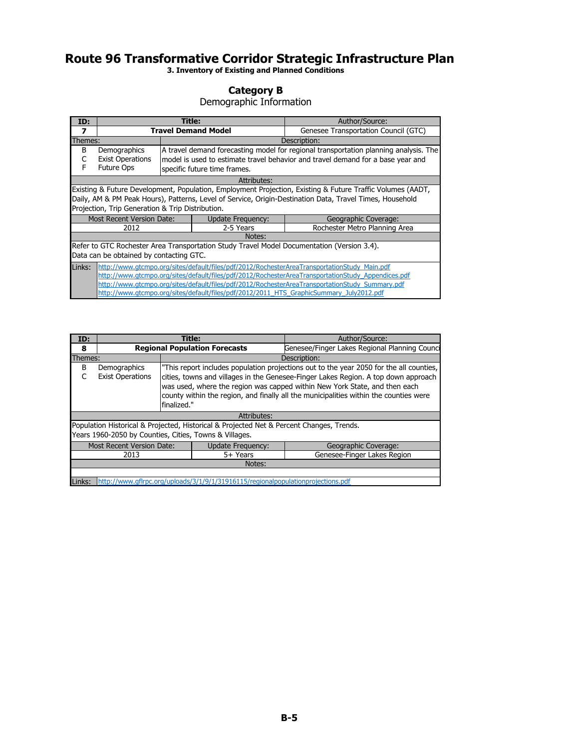# Route 96 Transformative Corridor Strategic Infrastructure Plan

**3. Inventory of Existing and Planned Conditions**

## Category B

Demographic Information

| ID: | Title: | Author/Source: |
|---|---|---|
| **7** | **Travel Demand Model** | Genesee Transportation Council (GTC) |

| Themes: | Description: |
|---|---|
| B Demographics<br>C Exist Operations<br>F Future Ops | A travel demand forecasting model for regional transportation planning analysis. The model is used to estimate travel behavior and travel demand for a base year and specific future time frames. |

**Attributes:**

Existing & Future Development, Population, Employment Projection, Existing & Future Traffic Volumes (AADT, Daily, AM & PM Peak Hours), Patterns, Level of Service, Origin-Destination Data, Travel Times, Household Projection, Trip Generation & Trip Distribution.

| Most Recent Version Date: | Update Frequency: | Geographic Coverage: |
|---|---|---|
| 2012 | 2-5 Years | Rochester Metro Planning Area |

**Notes:**

Refer to GTC Rochester Area Transportation Study Travel Model Documentation (Version 3.4).
Data can be obtained by contacting GTC.

**Links:**
http://www.gtcmpo.org/sites/default/files/pdf/2012/RochesterAreaTransportationStudy_Main.pdf
http://www.gtcmpo.org/sites/default/files/pdf/2012/RochesterAreaTransportationStudy_Appendices.pdf
http://www.gtcmpo.org/sites/default/files/pdf/2012/RochesterAreaTransportationStudy_Summary.pdf
http://www.gtcmpo.org/sites/default/files/pdf/2012/2011_HTS_GraphicSummary_July2012.pdf

| ID: | Title: | Author/Source: |
|---|---|---|
| **8** | **Regional Population Forecasts** | Genesee/Finger Lakes Regional Planning Counci |

| Themes: | Description: |
|---|---|
| B Demographics<br>C Exist Operations | "This report includes population projections out to the year 2050 for the all counties, cities, towns and villages in the Genesee-Finger Lakes Region. A top down approach was used, where the region was capped within New York State, and then each county within the region, and finally all the municipalities within the counties were finalized." |

**Attributes:**

Population Historical & Projected, Historical & Projected Net & Percent Changes, Trends.
Years 1960-2050 by Counties, Cities, Towns & Villages.

| Most Recent Version Date: | Update Frequency: | Geographic Coverage: |
|---|---|---|
| 2013 | 5+ Years | Genesee-Finger Lakes Region |

**Notes:**

**Links:** http://www.gflrpc.org/uploads/3/1/9/1/31916115/regionalpopulationprojections.pdf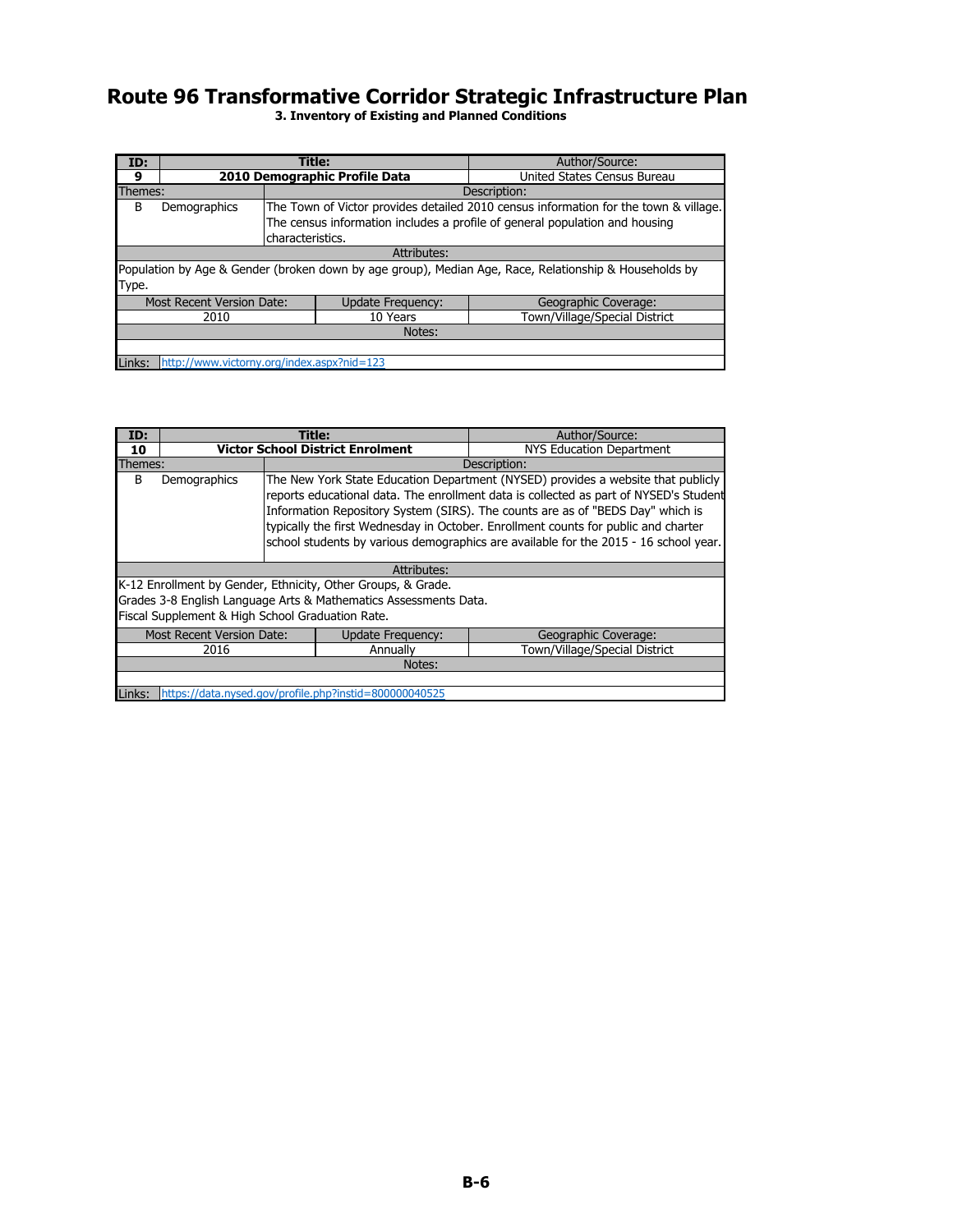# Route 96 Transformative Corridor Strategic Infrastructure Plan

### 3. Inventory of Existing and Planned Conditions

| ID: | Title: | | Author/Source: |
|---|---|---|---|
| **9** | **2010 Demographic Profile Data** | | United States Census Bureau |
| Themes: | | Description: | |
| B | Demographics | The Town of Victor provides detailed 2010 census information for the town & village. The census information includes a profile of general population and housing characteristics. | |
| Attributes: | | | |
| Population by Age & Gender (broken down by age group), Median Age, Race, Relationship & Households by Type. | | | |
| Most Recent Version Date: | | Update Frequency: | Geographic Coverage: |
| 2010 | | 10 Years | Town/Village/Special District |
| Notes: | | | |
| | | | |
| Links: | http://www.victorny.org/index.aspx?nid=123 | | |

| ID: | Title: | | Author/Source: |
|---|---|---|---|
| **10** | **Victor School District Enrolment** | | NYS Education Department |
| Themes: | | Description: | |
| B | Demographics | The New York State Education Department (NYSED) provides a website that publicly reports educational data. The enrollment data is collected as part of NYSED's Student Information Repository System (SIRS). The counts are as of "BEDS Day" which is typically the first Wednesday in October. Enrollment counts for public and charter school students by various demographics are available for the 2015 - 16 school year. | |
| Attributes: | | | |
| K-12 Enrollment by Gender, Ethnicity, Other Groups, & Grade.<br>Grades 3-8 English Language Arts & Mathematics Assessments Data.<br>Fiscal Supplement & High School Graduation Rate. | | | |
| Most Recent Version Date: | | Update Frequency: | Geographic Coverage: |
| 2016 | | Annually | Town/Village/Special District |
| Notes: | | | |
| | | | |
| Links: | https://data.nysed.gov/profile.php?instid=800000040525 | | |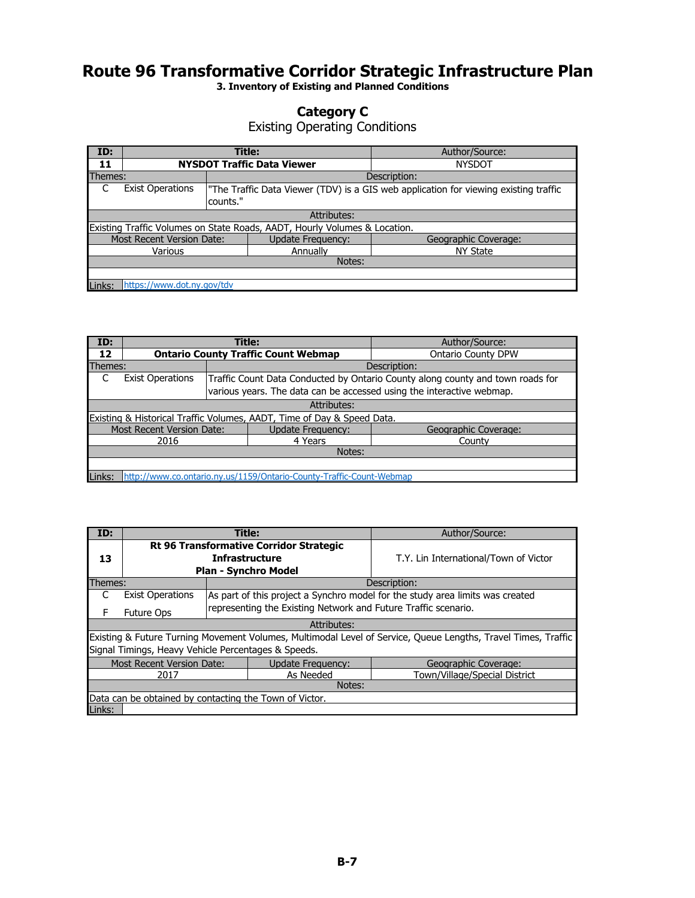# Route 96 Transformative Corridor Strategic Infrastructure Plan

**3. Inventory of Existing and Planned Conditions**

## Category C

Existing Operating Conditions

| ID: | Title: | Author/Source: |
|---|---|---|
| **11** | **NYSDOT Traffic Data Viewer** | NYSDOT |

| Themes: | | Description: |
|---|---|---|
| C | Exist Operations | "The Traffic Data Viewer (TDV) is a GIS web application for viewing existing traffic counts." |

**Attributes:**
Existing Traffic Volumes on State Roads, AADT, Hourly Volumes & Location.

| Most Recent Version Date: | Update Frequency: | Geographic Coverage: |
|---|---|---|
| Various | Annually | NY State |

**Notes:**

**Links:** https://www.dot.ny.gov/tdv

---

| ID: | Title: | Author/Source: |
|---|---|---|
| **12** | **Ontario County Traffic Count Webmap** | Ontario County DPW |

| Themes: | | Description: |
|---|---|---|
| C | Exist Operations | Traffic Count Data Conducted by Ontario County along county and town roads for various years. The data can be accessed using the interactive webmap. |

**Attributes:**
Existing & Historical Traffic Volumes, AADT, Time of Day & Speed Data.

| Most Recent Version Date: | Update Frequency: | Geographic Coverage: |
|---|---|---|
| 2016 | 4 Years | County |

**Notes:**

**Links:** http://www.co.ontario.ny.us/1159/Ontario-County-Traffic-Count-Webmap

---

| ID: | Title: | Author/Source: |
|---|---|---|
| **13** | **Rt 96 Transformative Corridor Strategic Infrastructure Plan - Synchro Model** | T.Y. Lin International/Town of Victor |

| Themes: | | Description: |
|---|---|---|
| C | Exist Operations | As part of this project a Synchro model for the study area limits was created representing the Existing Network and Future Traffic scenario. |
| F | Future Ops | |

**Attributes:**
Existing & Future Turning Movement Volumes, Multimodal Level of Service, Queue Lengths, Travel Times, Traffic Signal Timings, Heavy Vehicle Percentages & Speeds.

| Most Recent Version Date: | Update Frequency: | Geographic Coverage: |
|---|---|---|
| 2017 | As Needed | Town/Village/Special District |

**Notes:**
Data can be obtained by contacting the Town of Victor.

**Links:**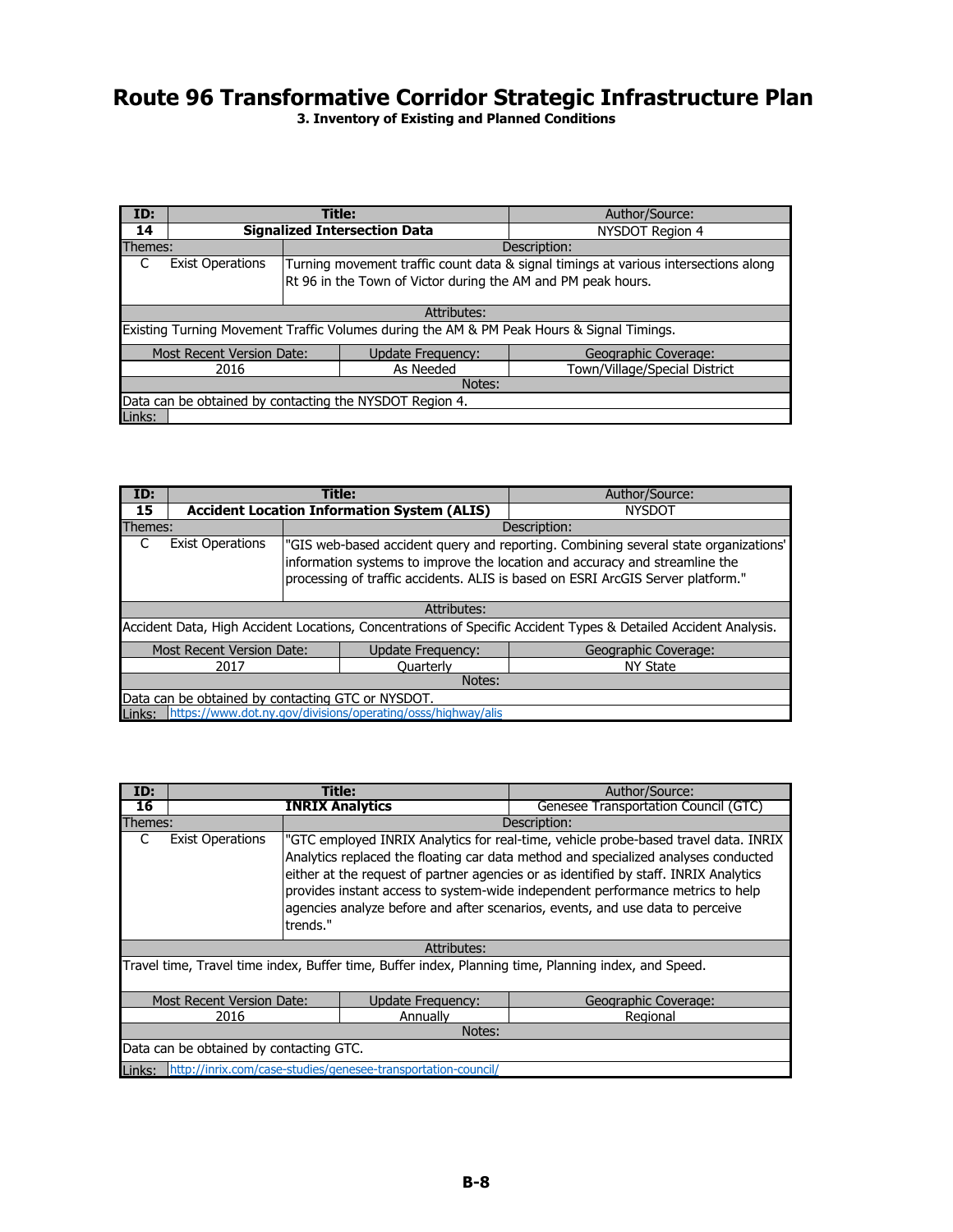# Route 96 Transformative Corridor Strategic Infrastructure Plan

### 3. Inventory of Existing and Planned Conditions

| ID: | Title: | Author/Source: |
|---|---|---|
| **14** | **Signalized Intersection Data** | NYSDOT Region 4 |

| Themes: | | Description: |
|---|---|---|
| C | Exist Operations | Turning movement traffic count data & signal timings at various intersections along Rt 96 in the Town of Victor during the AM and PM peak hours. |

**Attributes:**

Existing Turning Movement Traffic Volumes during the AM & PM Peak Hours & Signal Timings.

| Most Recent Version Date: | Update Frequency: | Geographic Coverage: |
|---|---|---|
| 2016 | As Needed | Town/Village/Special District |

**Notes:**

Data can be obtained by contacting the NYSDOT Region 4.

Links:

| ID: | Title: | Author/Source: |
|---|---|---|
| **15** | **Accident Location Information System (ALIS)** | NYSDOT |

| Themes: | | Description: |
|---|---|---|
| C | Exist Operations | "GIS web-based accident query and reporting. Combining several state organizations' information systems to improve the location and accuracy and streamline the processing of traffic accidents. ALIS is based on ESRI ArcGIS Server platform." |

**Attributes:**

Accident Data, High Accident Locations, Concentrations of Specific Accident Types & Detailed Accident Analysis.

| Most Recent Version Date: | Update Frequency: | Geographic Coverage: |
|---|---|---|
| 2017 | Quarterly | NY State |

**Notes:**

Data can be obtained by contacting GTC or NYSDOT.

Links: https://www.dot.ny.gov/divisions/operating/osss/highway/alis

| ID: | Title: | Author/Source: |
|---|---|---|
| **16** | **INRIX Analytics** | Genesee Transportation Council (GTC) |

| Themes: | | Description: |
|---|---|---|
| C | Exist Operations | "GTC employed INRIX Analytics for real-time, vehicle probe-based travel data. INRIX Analytics replaced the floating car data method and specialized analyses conducted either at the request of partner agencies or as identified by staff. INRIX Analytics provides instant access to system-wide independent performance metrics to help agencies analyze before and after scenarios, events, and use data to perceive trends." |

**Attributes:**

Travel time, Travel time index, Buffer time, Buffer index, Planning time, Planning index, and Speed.

| Most Recent Version Date: | Update Frequency: | Geographic Coverage: |
|---|---|---|
| 2016 | Annually | Regional |

**Notes:**

Data can be obtained by contacting GTC.

Links: http://inrix.com/case-studies/genesee-transportation-council/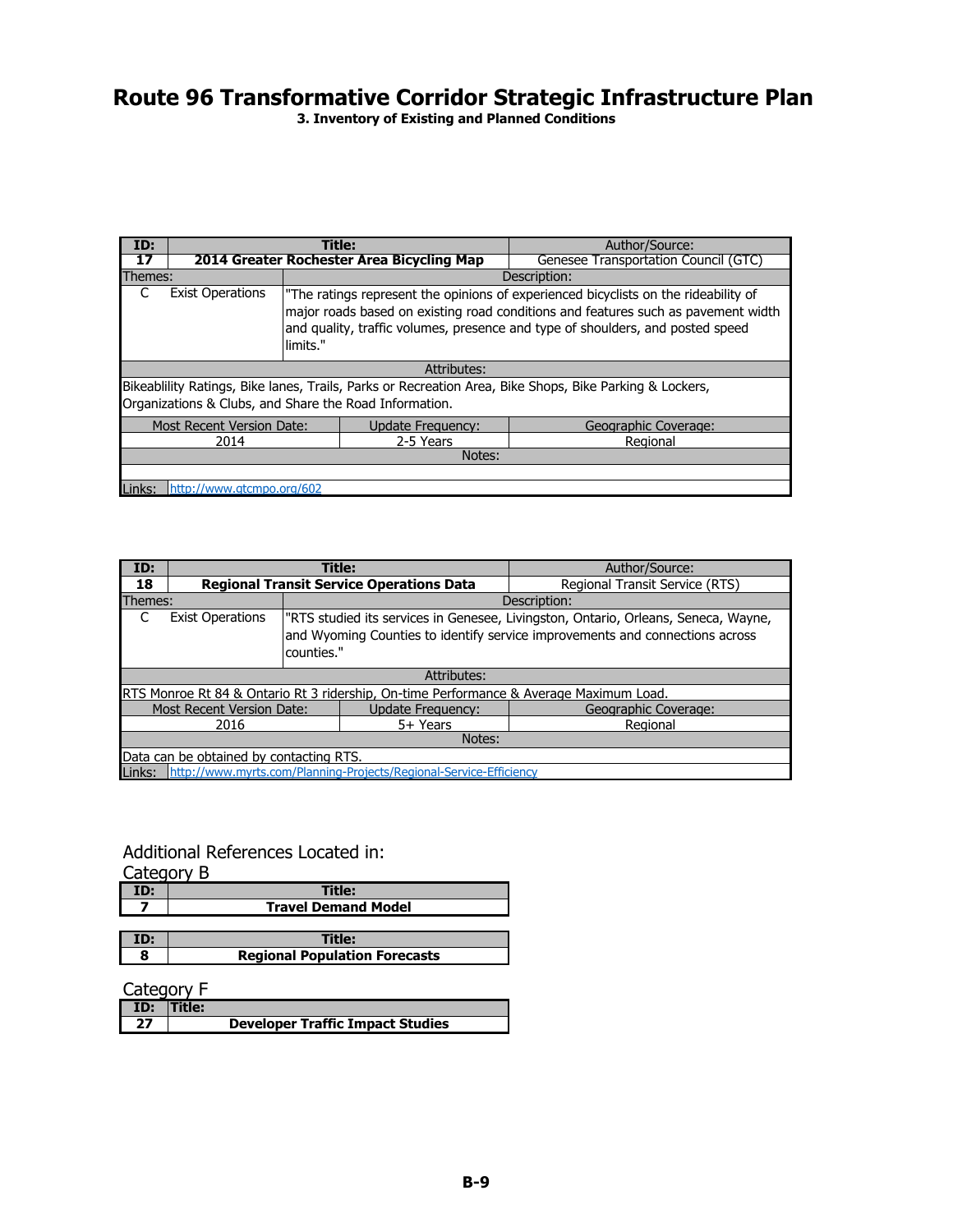# Route 96 Transformative Corridor Strategic Infrastructure Plan

### 3. Inventory of Existing and Planned Conditions

| ID: | Title: | Author/Source: |
|---|---|---|
| **17** | **2014 Greater Rochester Area Bicycling Map** | Genesee Transportation Council (GTC) |
| **Themes:** | **Description:** | |
| C Exist Operations | "The ratings represent the opinions of experienced bicyclists on the rideability of major roads based on existing road conditions and features such as pavement width and quality, traffic volumes, presence and type of shoulders, and posted speed limits." | |
| **Attributes:** | | |
| Bikeablility Ratings, Bike lanes, Trails, Parks or Recreation Area, Bike Shops, Bike Parking & Lockers, Organizations & Clubs, and Share the Road Information. | | |
| **Most Recent Version Date:** | **Update Frequency:** | **Geographic Coverage:** |
| 2014 | 2-5 Years | Regional |
| **Notes:** | | |
| | | |
| Links: http://www.gtcmpo.org/602 | | |

| ID: | Title: | Author/Source: |
|---|---|---|
| **18** | **Regional Transit Service Operations Data** | Regional Transit Service (RTS) |
| **Themes:** | **Description:** | |
| C Exist Operations | "RTS studied its services in Genesee, Livingston, Ontario, Orleans, Seneca, Wayne, and Wyoming Counties to identify service improvements and connections across counties." | |
| **Attributes:** | | |
| RTS Monroe Rt 84 & Ontario Rt 3 ridership, On-time Performance & Average Maximum Load. | | |
| **Most Recent Version Date:** | **Update Frequency:** | **Geographic Coverage:** |
| 2016 | 5+ Years | Regional |
| **Notes:** | | |
| Data can be obtained by contacting RTS. | | |
| Links: http://www.myrts.com/Planning-Projects/Regional-Service-Efficiency | | |

Additional References Located in:

Category B

| ID: | Title: |
|---|---|
| **7** | **Travel Demand Model** |

| ID: | Title: |
|---|---|
| **8** | **Regional Population Forecasts** |

Category F

| ID: | Title: |
|---|---|
| **27** | **Developer Traffic Impact Studies** |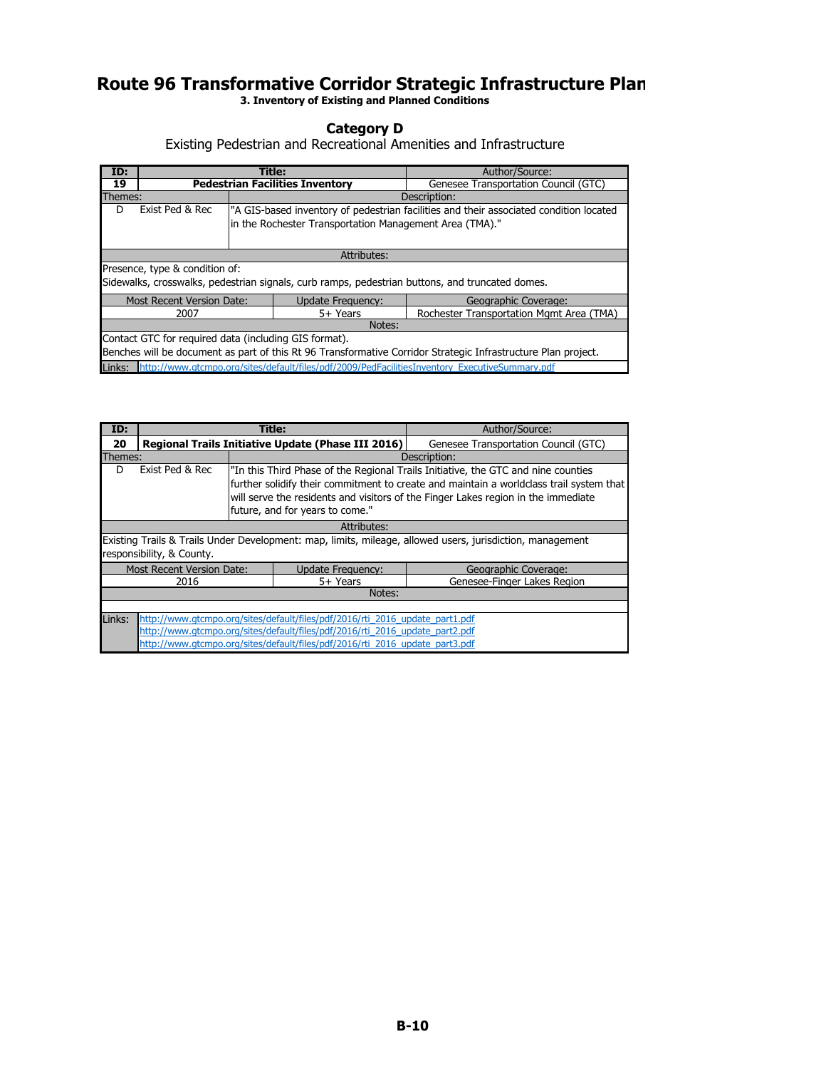# Route 96 Transformative Corridor Strategic Infrastructure Plan

**3. Inventory of Existing and Planned Conditions**

## Category D

Existing Pedestrian and Recreational Amenities and Infrastructure

| ID: | Title: | Author/Source: |
|---|---|---|
| **19** | **Pedestrian Facilities Inventory** | Genesee Transportation Council (GTC) |
| **Themes:** | **Description:** | |
| D — Exist Ped & Rec | "A GIS-based inventory of pedestrian facilities and their associated condition located in the Rochester Transportation Management Area (TMA)." | |
| **Attributes:** | | |
| Presence, type & condition of: Sidewalks, crosswalks, pedestrian signals, curb ramps, pedestrian buttons, and truncated domes. | | |
| **Most Recent Version Date:** | **Update Frequency:** | **Geographic Coverage:** |
| 2007 | 5+ Years | Rochester Transportation Mgmt Area (TMA) |
| **Notes:** | | |
| Contact GTC for required data (including GIS format). Benches will be document as part of this Rt 96 Transformative Corridor Strategic Infrastructure Plan project. | | |
| **Links:** | http://www.gtcmpo.org/sites/default/files/pdf/2009/PedFacilitiesInventory_ExecutiveSummary.pdf | |

| ID: | Title: | Author/Source: |
|---|---|---|
| **20** | **Regional Trails Initiative Update (Phase III 2016)** | Genesee Transportation Council (GTC) |
| **Themes:** | **Description:** | |
| D — Exist Ped & Rec | "In this Third Phase of the Regional Trails Initiative, the GTC and nine counties further solidify their commitment to create and maintain a worldclass trail system that will serve the residents and visitors of the Finger Lakes region in the immediate future, and for years to come." | |
| **Attributes:** | | |
| Existing Trails & Trails Under Development: map, limits, mileage, allowed users, jurisdiction, management responsibility, & County. | | |
| **Most Recent Version Date:** | **Update Frequency:** | **Geographic Coverage:** |
| 2016 | 5+ Years | Genesee-Finger Lakes Region |
| **Notes:** | | |
| | | |
| **Links:** | http://www.gtcmpo.org/sites/default/files/pdf/2016/rti_2016_update_part1.pdf<br>http://www.gtcmpo.org/sites/default/files/pdf/2016/rti_2016_update_part2.pdf<br>http://www.gtcmpo.org/sites/default/files/pdf/2016/rti_2016_update_part3.pdf | |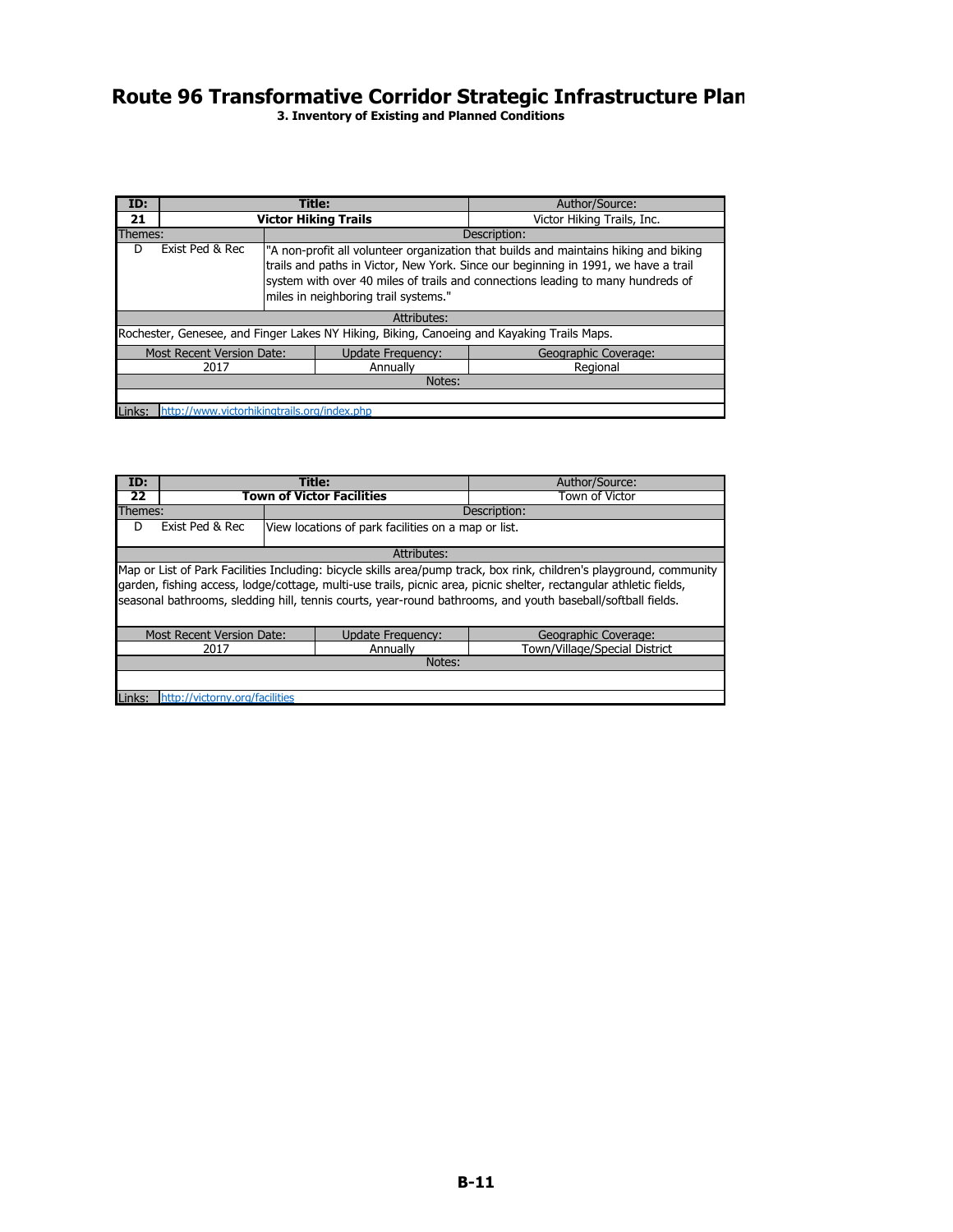# Route 96 Transformative Corridor Strategic Infrastructure Plan

### 3. Inventory of Existing and Planned Conditions

| ID: | Title: | | Author/Source: |
|---|---|---|---|
| 21 | **Victor Hiking Trails** | | Victor Hiking Trails, Inc. |
| Themes: | | Description: | |
| D | Exist Ped & Rec | "A non-profit all volunteer organization that builds and maintains hiking and biking trails and paths in Victor, New York. Since our beginning in 1991, we have a trail system with over 40 miles of trails and connections leading to many hundreds of miles in neighboring trail systems." | |
| Attributes: | | | |
| Rochester, Genesee, and Finger Lakes NY Hiking, Biking, Canoeing and Kayaking Trails Maps. | | | |
| Most Recent Version Date: | | Update Frequency: | Geographic Coverage: |
| 2017 | | Annually | Regional |
| Notes: | | | |
| | | | |
| Links: | http://www.victorhikingtrails.org/index.php | | |

| ID: | Title: | | Author/Source: |
|---|---|---|---|
| 22 | **Town of Victor Facilities** | | Town of Victor |
| Themes: | | Description: | |
| D | Exist Ped & Rec | View locations of park facilities on a map or list. | |
| Attributes: | | | |
| Map or List of Park Facilities Including: bicycle skills area/pump track, box rink, children's playground, community garden, fishing access, lodge/cottage, multi-use trails, picnic area, picnic shelter, rectangular athletic fields, seasonal bathrooms, sledding hill, tennis courts, year-round bathrooms, and youth baseball/softball fields. | | | |
| Most Recent Version Date: | | Update Frequency: | Geographic Coverage: |
| 2017 | | Annually | Town/Village/Special District |
| Notes: | | | |
| | | | |
| Links: | http://victorny.org/facilities | | |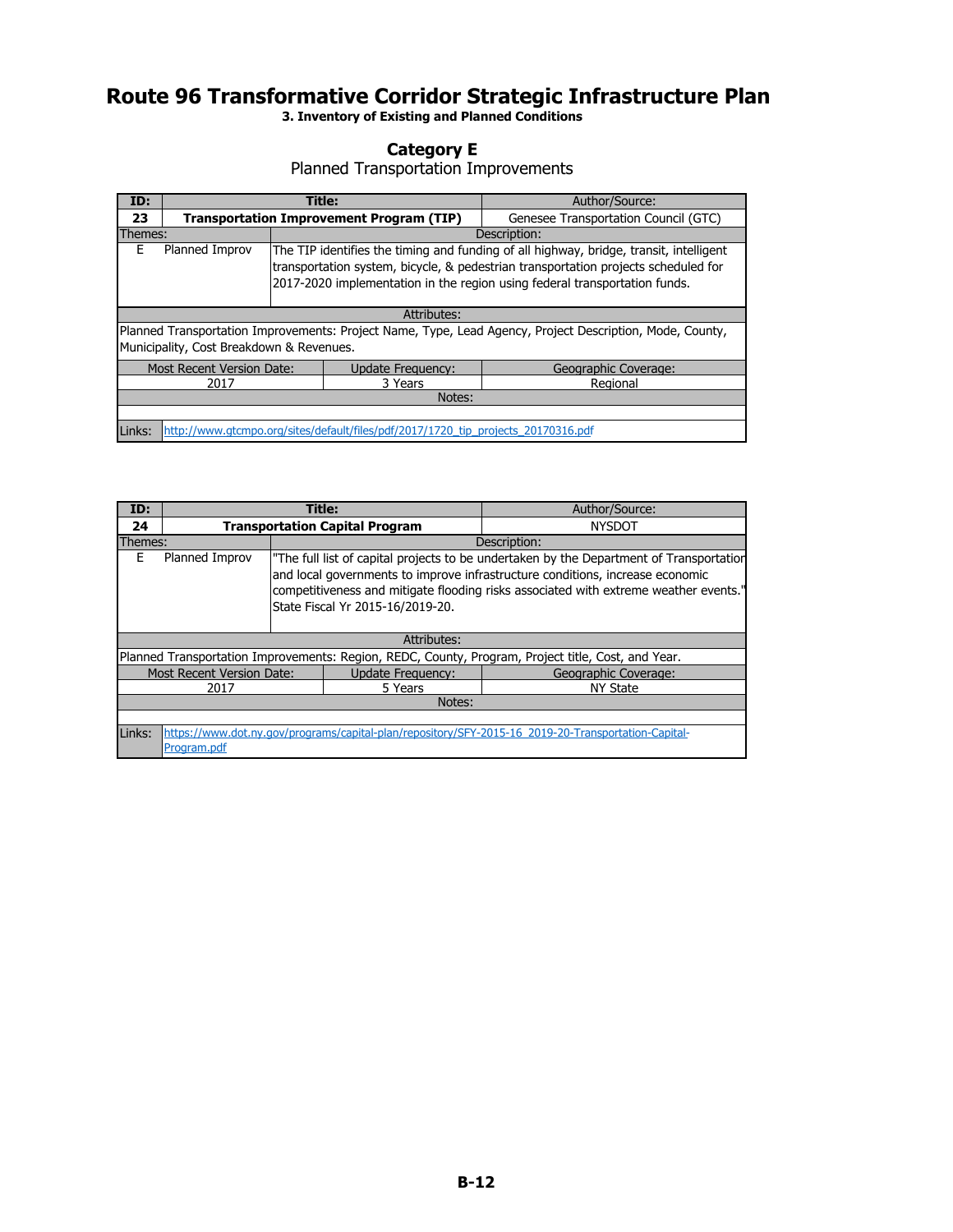# Route 96 Transformative Corridor Strategic Infrastructure Plan

**3. Inventory of Existing and Planned Conditions**

## Category E

Planned Transportation Improvements

| ID: | Title: | | Author/Source: |
|---|---|---|---|
| **23** | **Transportation Improvement Program (TIP)** | | Genesee Transportation Council (GTC) |
| Themes: | | Description: | |
| E | Planned Improv | The TIP identifies the timing and funding of all highway, bridge, transit, intelligent transportation system, bicycle, & pedestrian transportation projects scheduled for 2017-2020 implementation in the region using federal transportation funds. | |
| Attributes: | | | |
| Planned Transportation Improvements: Project Name, Type, Lead Agency, Project Description, Mode, County, Municipality, Cost Breakdown & Revenues. | | | |
| Most Recent Version Date: | Update Frequency: | | Geographic Coverage: |
| 2017 | 3 Years | | Regional |
| Notes: | | | |
| | | | |
| Links: | http://www.gtcmpo.org/sites/default/files/pdf/2017/1720_tip_projects_20170316.pdf | | |

| ID: | Title: | | Author/Source: |
|---|---|---|---|
| **24** | **Transportation Capital Program** | | NYSDOT |
| Themes: | | Description: | |
| E | Planned Improv | "The full list of capital projects to be undertaken by the Department of Transportation and local governments to improve infrastructure conditions, increase economic competitiveness and mitigate flooding risks associated with extreme weather events." State Fiscal Yr 2015-16/2019-20. | |
| Attributes: | | | |
| Planned Transportation Improvements: Region, REDC, County, Program, Project title, Cost, and Year. | | | |
| Most Recent Version Date: | Update Frequency: | | Geographic Coverage: |
| 2017 | 5 Years | | NY State |
| Notes: | | | |
| | | | |
| Links: | https://www.dot.ny.gov/programs/capital-plan/repository/SFY-2015-16_2019-20-Transportation-Capital-Program.pdf | | |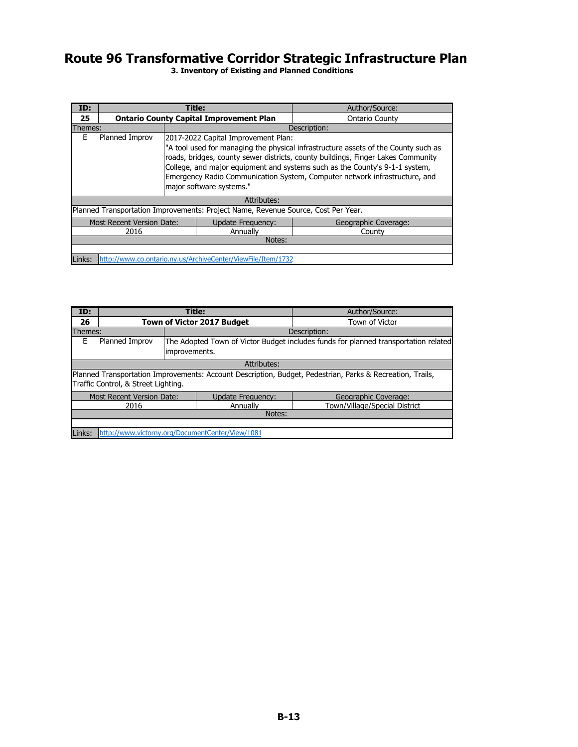# Route 96 Transformative Corridor Strategic Infrastructure Plan

**3. Inventory of Existing and Planned Conditions**

| ID: | Title: | Author/Source: |
|---|---|---|
| **25** | **Ontario County Capital Improvement Plan** | Ontario County |

| Themes: | | Description: |
|---|---|---|
| E | Planned Improv | 2017-2022 Capital Improvement Plan: "A tool used for managing the physical infrastructure assets of the County such as roads, bridges, county sewer districts, county buildings, Finger Lakes Community College, and major equipment and systems such as the County's 9-1-1 system, Emergency Radio Communication System, Computer network infrastructure, and major software systems." |

**Attributes:**

Planned Transportation Improvements: Project Name, Revenue Source, Cost Per Year.

| Most Recent Version Date: | Update Frequency: | Geographic Coverage: |
|---|---|---|
| 2016 | Annually | County |

**Notes:**

Links: http://www.co.ontario.ny.us/ArchiveCenter/ViewFile/Item/1732

| ID: | Title: | Author/Source: |
|---|---|---|
| **26** | **Town of Victor 2017 Budget** | Town of Victor |

| Themes: | | Description: |
|---|---|---|
| E | Planned Improv | The Adopted Town of Victor Budget includes funds for planned transportation related improvements. |

**Attributes:**

Planned Transportation Improvements: Account Description, Budget, Pedestrian, Parks & Recreation, Trails, Traffic Control, & Street Lighting.

| Most Recent Version Date: | Update Frequency: | Geographic Coverage: |
|---|---|---|
| 2016 | Annually | Town/Village/Special District |

**Notes:**

Links: http://www.victorny.org/DocumentCenter/View/1081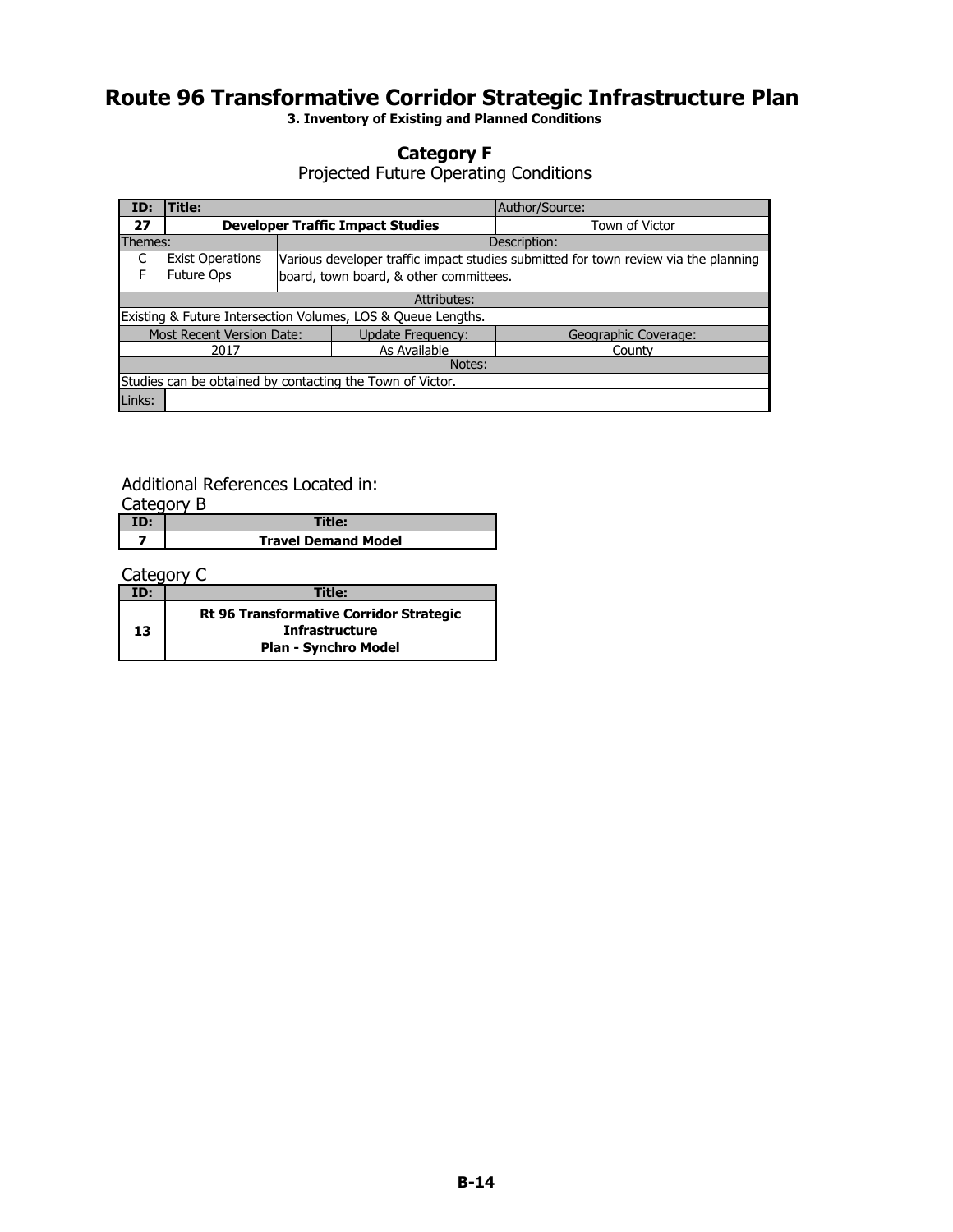# Route 96 Transformative Corridor Strategic Infrastructure Plan

**3. Inventory of Existing and Planned Conditions**

## Category F

Projected Future Operating Conditions

| ID: | Title: | | | Author/Source: |
|---|---|---|---|---|
| **27** | **Developer Traffic Impact Studies** | | | Town of Victor |
| Themes: | | Description: | | |
| C<br>F | Exist Operations<br>Future Ops | Various developer traffic impact studies submitted for town review via the planning board, town board, & other committees. | | |
| Attributes: | | | | |
| Existing & Future Intersection Volumes, LOS & Queue Lengths. | | | | |
| Most Recent Version Date: | | | Update Frequency: | Geographic Coverage: |
| 2017 | | | As Available | County |
| Notes: | | | | |
| Studies can be obtained by contacting the Town of Victor. | | | | |
| Links: | | | | |

Additional References Located in:

Category B

| ID: | Title: |
|---|---|
| **7** | **Travel Demand Model** |

Category C

| ID: | Title: |
|---|---|
| **13** | **Rt 96 Transformative Corridor Strategic Infrastructure Plan - Synchro Model** |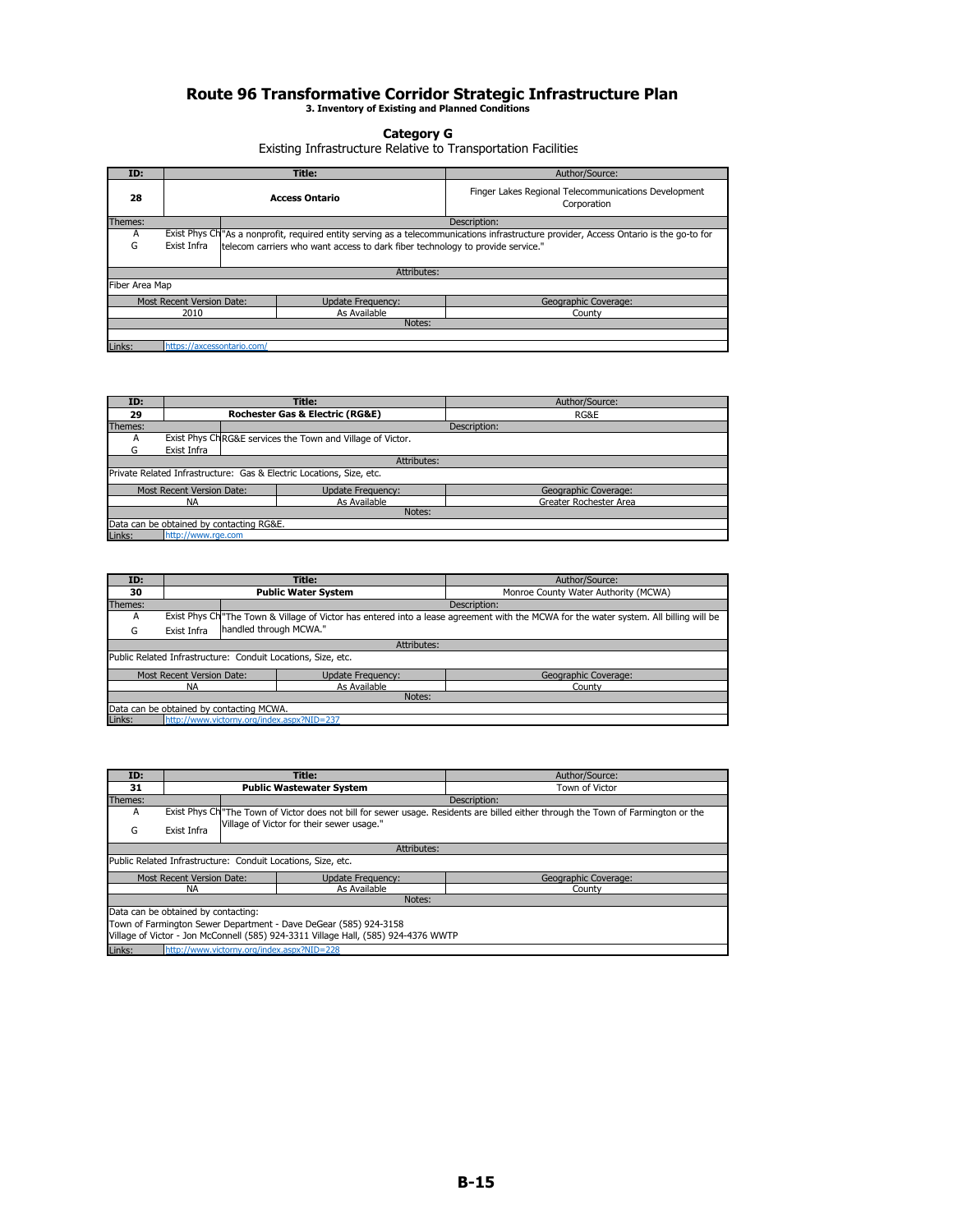# Route 96 Transformative Corridor Strategic Infrastructure Plan

### 3. Inventory of Existing and Planned Conditions

### Category G

Existing Infrastructure Relative to Transportation Facilities

| ID: | Title: | Author/Source: |
|---|---|---|
| 28 | **Access Ontario** | Finger Lakes Regional Telecommunications Development Corporation |

| Themes: | | Description: |
|---|---|---|
| A | Exist Phys Ch | "As a nonprofit, required entity serving as a telecommunications infrastructure provider, Access Ontario is the go-to for telecom carriers who want access to dark fiber technology to provide service." |
| G | Exist Infra | |

**Attributes:** Fiber Area Map

| Most Recent Version Date: | Update Frequency: | Geographic Coverage: |
|---|---|---|
| 2010 | As Available | County |

**Notes:**

**Links:** https://axcessontario.com/

---

| ID: | Title: | Author/Source: |
|---|---|---|
| 29 | **Rochester Gas & Electric (RG&E)** | RG&E |

| Themes: | | Description: |
|---|---|---|
| A | Exist Phys Ch | RG&E services the Town and Village of Victor. |
| G | Exist Infra | |

**Attributes:** Private Related Infrastructure: Gas & Electric Locations, Size, etc.

| Most Recent Version Date: | Update Frequency: | Geographic Coverage: |
|---|---|---|
| NA | As Available | Greater Rochester Area |

**Notes:** Data can be obtained by contacting RG&E.

**Links:** http://www.rge.com

---

| ID: | Title: | Author/Source: |
|---|---|---|
| 30 | **Public Water System** | Monroe County Water Authority (MCWA) |

| Themes: | | Description: |
|---|---|---|
| A | Exist Phys Ch | "The Town & Village of Victor has entered into a lease agreement with the MCWA for the water system. All billing will be handled through MCWA." |
| G | Exist Infra | |

**Attributes:** Public Related Infrastructure: Conduit Locations, Size, etc.

| Most Recent Version Date: | Update Frequency: | Geographic Coverage: |
|---|---|---|
| NA | As Available | County |

**Notes:** Data can be obtained by contacting MCWA.

**Links:** http://www.victorny.org/index.aspx?NID=237

---

| ID: | Title: | Author/Source: |
|---|---|---|
| 31 | **Public Wastewater System** | Town of Victor |

| Themes: | | Description: |
|---|---|---|
| A | Exist Phys Ch | "The Town of Victor does not bill for sewer usage. Residents are billed either through the Town of Farmington or the Village of Victor for their sewer usage." |
| G | Exist Infra | |

**Attributes:** Public Related Infrastructure: Conduit Locations, Size, etc.

| Most Recent Version Date: | Update Frequency: | Geographic Coverage: |
|---|---|---|
| NA | As Available | County |

**Notes:**
Data can be obtained by contacting:
Town of Farmington Sewer Department - Dave DeGear (585) 924-3158
Village of Victor - Jon McConnell (585) 924-3311 Village Hall, (585) 924-4376 WWTP

**Links:** http://www.victorny.org/index.aspx?NID=228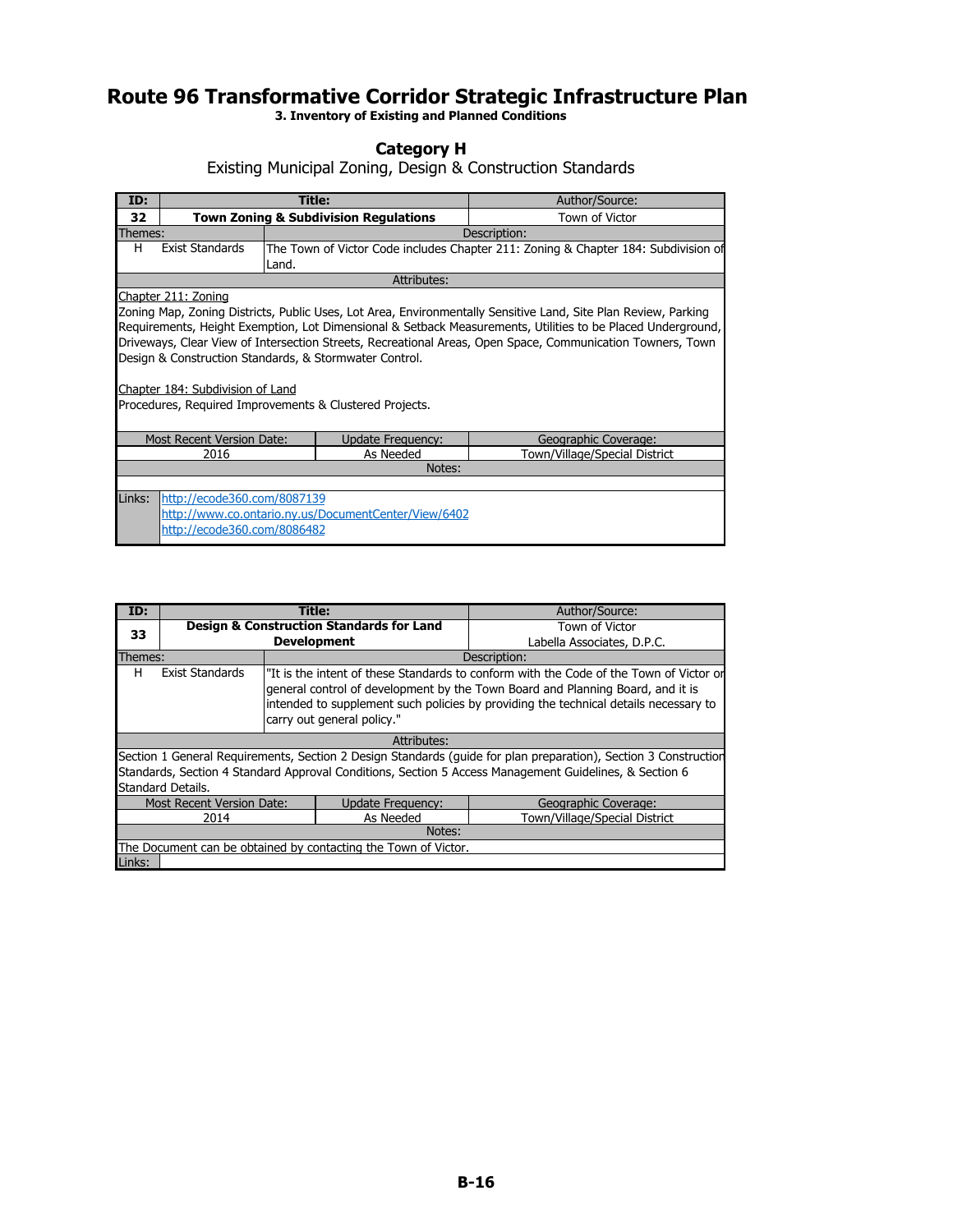# Route 96 Transformative Corridor Strategic Infrastructure Plan

**3. Inventory of Existing and Planned Conditions**

## Category H

Existing Municipal Zoning, Design & Construction Standards

| ID: | Title: | | Author/Source: |
|---|---|---|---|
| **32** | **Town Zoning & Subdivision Regulations** | | Town of Victor |
| Themes: | | Description: | |
| H | Exist Standards | The Town of Victor Code includes Chapter 211: Zoning & Chapter 184: Subdivision of Land. | |
| Attributes: | | | |
| Chapter 211: Zoning<br>Zoning Map, Zoning Districts, Public Uses, Lot Area, Environmentally Sensitive Land, Site Plan Review, Parking Requirements, Height Exemption, Lot Dimensional & Setback Measurements, Utilities to be Placed Underground, Driveways, Clear View of Intersection Streets, Recreational Areas, Open Space, Communication Towners, Town Design & Construction Standards, & Stormwater Control.<br><br>Chapter 184: Subdivision of Land<br>Procedures, Required Improvements & Clustered Projects. | | | |
| Most Recent Version Date: | | Update Frequency: | Geographic Coverage: |
| 2016 | | As Needed | Town/Village/Special District |
| Notes: | | | |
| | | | |
| Links: | http://ecode360.com/8087139<br>http://www.co.ontario.ny.us/DocumentCenter/View/6402<br>http://ecode360.com/8086482 | | |

| ID: | Title: | | Author/Source: |
|---|---|---|---|
| **33** | **Design & Construction Standards for Land Development** | | Town of Victor<br>Labella Associates, D.P.C. |
| Themes: | | Description: | |
| H | Exist Standards | "It is the intent of these Standards to conform with the Code of the Town of Victor on general control of development by the Town Board and Planning Board, and it is intended to supplement such policies by providing the technical details necessary to carry out general policy." | |
| Attributes: | | | |
| Section 1 General Requirements, Section 2 Design Standards (guide for plan preparation), Section 3 Construction Standards, Section 4 Standard Approval Conditions, Section 5 Access Management Guidelines, & Section 6 Standard Details. | | | |
| Most Recent Version Date: | | Update Frequency: | Geographic Coverage: |
| 2014 | | As Needed | Town/Village/Special District |
| Notes: | | | |
| The Document can be obtained by contacting the Town of Victor. | | | |
| Links: | | | |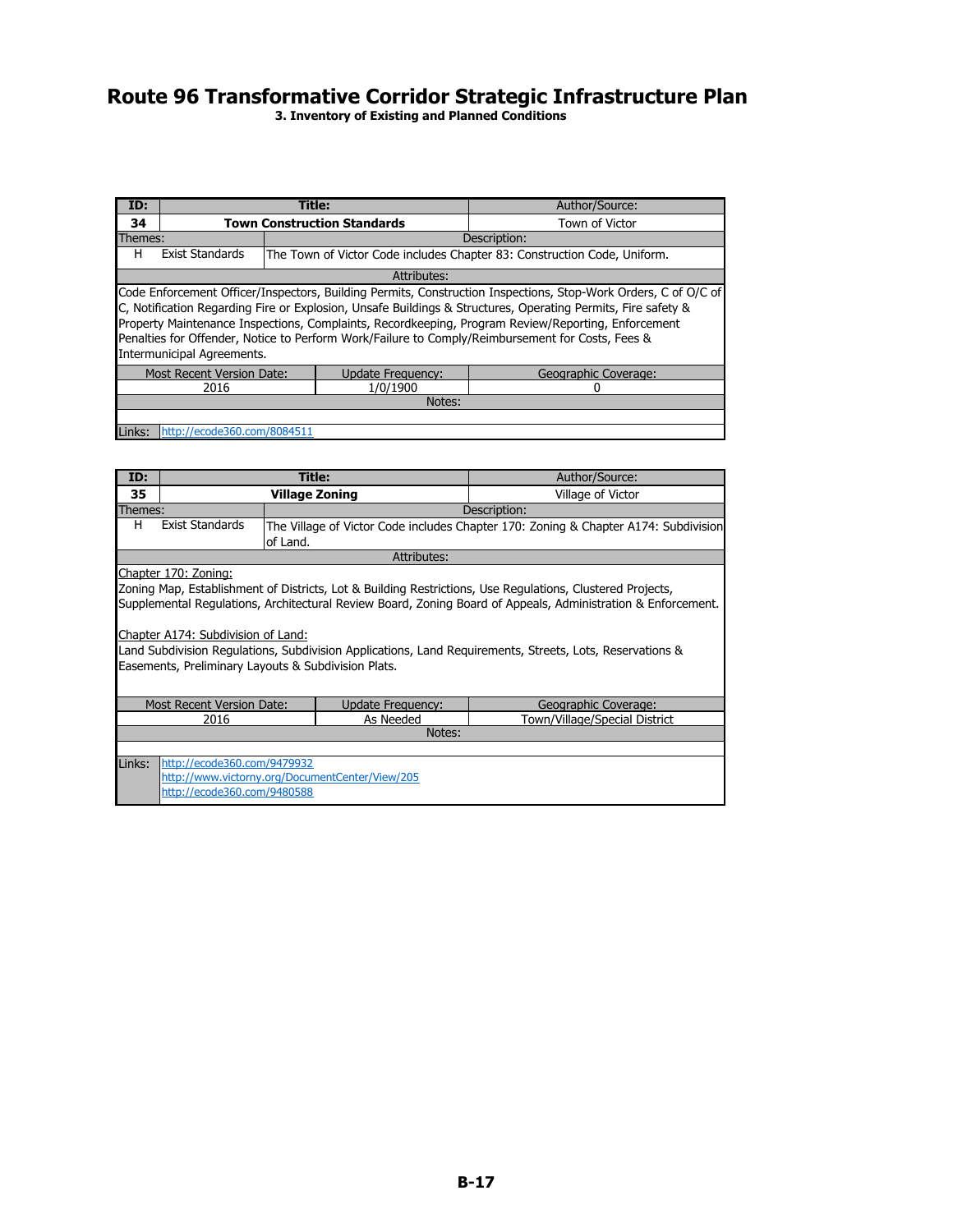# Route 96 Transformative Corridor Strategic Infrastructure Plan

### 3. Inventory of Existing and Planned Conditions

| ID: | Title: | Author/Source: |
|---|---|---|
| **34** | **Town Construction Standards** | Town of Victor |

| Themes: | | Description: |
|---|---|---|
| H | Exist Standards | The Town of Victor Code includes Chapter 83: Construction Code, Uniform. |

**Attributes:**

Code Enforcement Officer/Inspectors, Building Permits, Construction Inspections, Stop-Work Orders, C of O/C of C, Notification Regarding Fire or Explosion, Unsafe Buildings & Structures, Operating Permits, Fire safety & Property Maintenance Inspections, Complaints, Recordkeeping, Program Review/Reporting, Enforcement Penalties for Offender, Notice to Perform Work/Failure to Comply/Reimbursement for Costs, Fees & Intermunicipal Agreements.

| Most Recent Version Date: | Update Frequency: | Geographic Coverage: |
|---|---|---|
| 2016 | 1/0/1900 | 0 |

**Notes:**

Links: http://ecode360.com/8084511

| ID: | Title: | Author/Source: |
|---|---|---|
| **35** | **Village Zoning** | Village of Victor |

| Themes: | | Description: |
|---|---|---|
| H | Exist Standards | The Village of Victor Code includes Chapter 170: Zoning & Chapter A174: Subdivision of Land. |

**Attributes:**

Chapter 170: Zoning:
Zoning Map, Establishment of Districts, Lot & Building Restrictions, Use Regulations, Clustered Projects, Supplemental Regulations, Architectural Review Board, Zoning Board of Appeals, Administration & Enforcement.

Chapter A174: Subdivision of Land:
Land Subdivision Regulations, Subdivision Applications, Land Requirements, Streets, Lots, Reservations & Easements, Preliminary Layouts & Subdivision Plats.

| Most Recent Version Date: | Update Frequency: | Geographic Coverage: |
|---|---|---|
| 2016 | As Needed | Town/Village/Special District |

**Notes:**

Links: http://ecode360.com/9479932
http://www.victorny.org/DocumentCenter/View/205
http://ecode360.com/9480588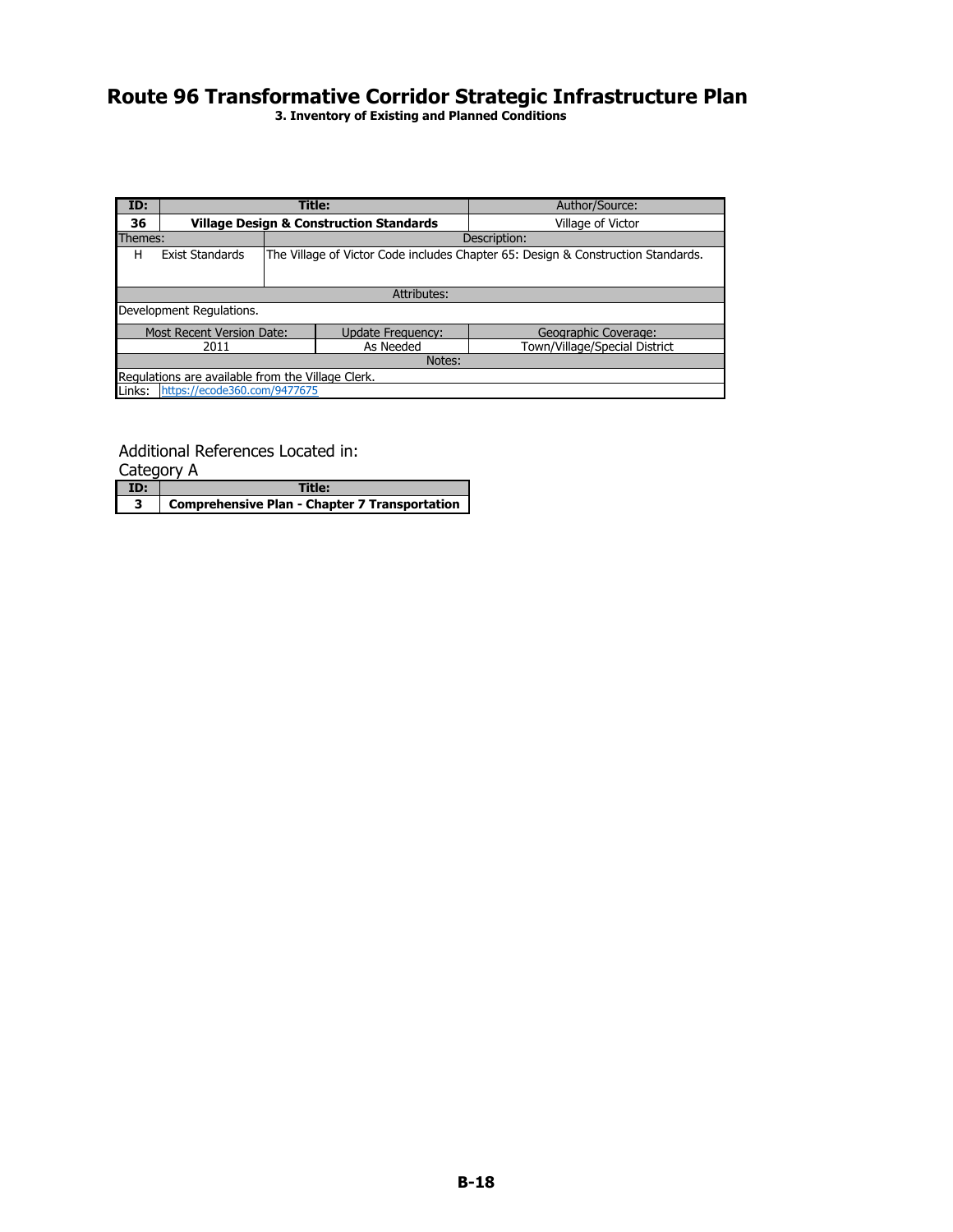# Route 96 Transformative Corridor Strategic Infrastructure Plan

### 3. Inventory of Existing and Planned Conditions

| ID: | Title: | | Author/Source: |
|---|---|---|---|
| **36** | **Village Design & Construction Standards** | | Village of Victor |
| Themes: | | Description: | |
| H | Exist Standards | The Village of Victor Code includes Chapter 65: Design & Construction Standards. | |
| Attributes: | | | |
| Development Regulations. | | | |
| Most Recent Version Date: | | Update Frequency: | Geographic Coverage: |
| 2011 | | As Needed | Town/Village/Special District |
| Notes: | | | |
| Regulations are available from the Village Clerk. | | | |
| Links: | https://ecode360.com/9477675 | | |

Additional References Located in:

Category A

| ID: | Title: |
|---|---|
| **3** | **Comprehensive Plan - Chapter 7 Transportation** |